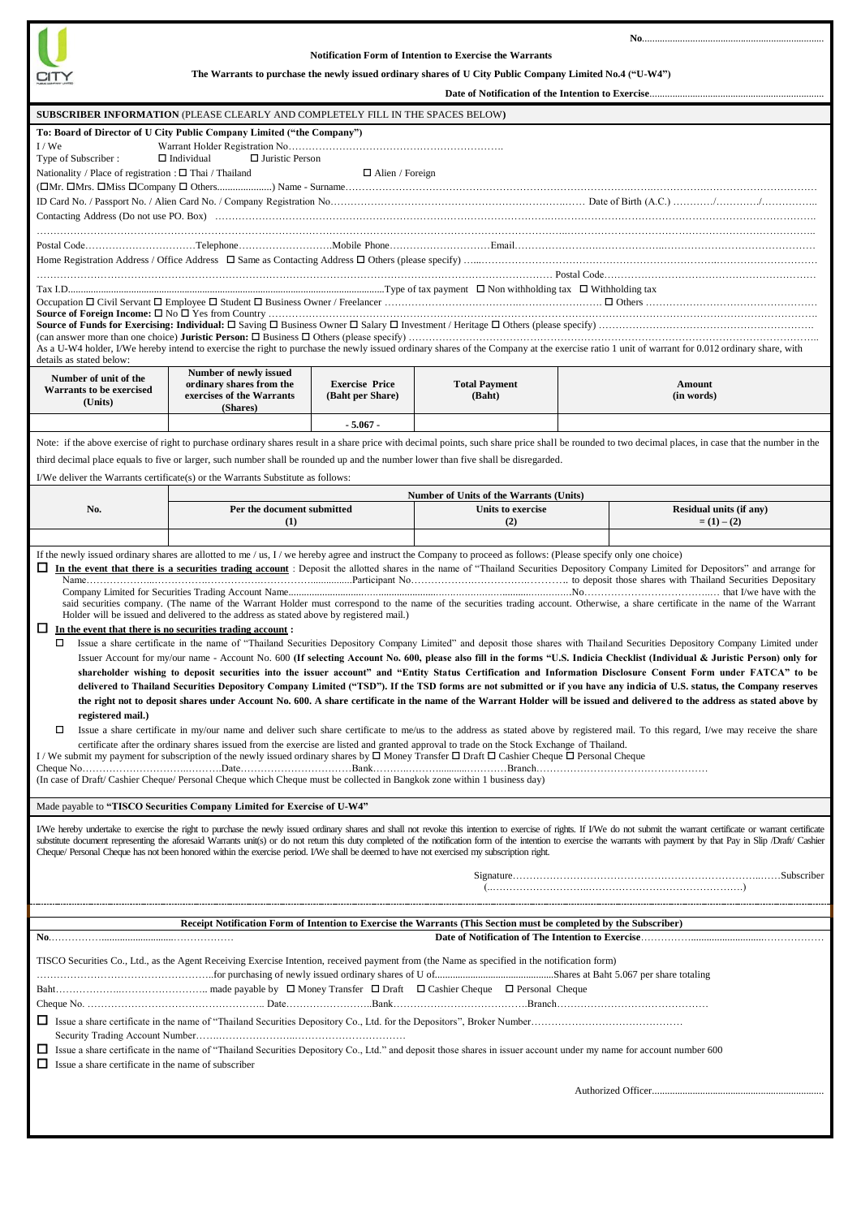No......................................................................

**Notification Form of Intention to Exercise the Warrants**

**The Warrants to purchase the newly issued ordinary shares of U City Public Company Limited No.4 ("U-W4")**

**Date of Notification of the Intention to Exercise**...................................................................

**SUBSCRIBER INFORMATION** (PLEASE CLEARLY AND COMPLETELY FILL IN THE SPACES BELOW)

**To: Board of Director of U City Public Company Limited ("the Company")**

I / We Warrant Holder Registration No…………………………………………………………

Type of Subscriber : ☐ Individual ☐ Juristic Person

Nationality / Place of registration : ☐ Thai / Thailand ☐ Alien / Foreign

(☐Mr. ☐Mrs. ☐Miss ☐Company ☐ Others.....................) Name - Surname……………………………………………………………………………………………

ID Card No. / Passport No. / Alien Card No. / Company Registration No……………………………………………………… Date of Birth (A.C.) …………/…………/……………

Contacting Address (Do not use PO. Box) ……………………………………………………………………………………………………………………

……………………………………………………………………………………………………………………………………………………

Postal Code……………………………Telephone………………………Mobile Phone…………………………Email………………………………………………

Home Registration Address / Office Address ☐ Same as Contacting Address ☐ Others (please specify) ……………………………………………………………

…………………………………………………………………………………………………………………… Postal Code……………………………………………

Tax I.D.............................................................................................................Type of tax payment ☐ Non withholding tax ☐ Withholding tax

Occupation ☐ Civil Servant ☐ Employee ☐ Student ☐ Business Owner / Freelancer ……………………………………………………… ☐ Others ……………………………………

**Source of Foreign Income:** ☐ No ☐ Yes from Country ……………………………………………………………………………………………………………

**Source of Funds for Exercising: Individual:** ☐ Saving ☐ Business Owner ☐ Salary ☐ Investment / Heritage ☐ Others (please specify) ……………………………………

(can answer more than one choice) **Juristic Person:** ☐ Business ☐ Others (please specify) ……………………………………………………………………………………

As a U-W4 holder, I/We hereby intend to exercise the right to purchase the newly issued ordinary shares of the Company at the exercise ratio 1 unit of warrant for 0.012 ordinary share, with details as stated below:

| Number of unit of the Warrants to be exercised (Units) | Number of newly issued ordinary shares from the exercises of the Warrants (Shares) | Exercise Price (Baht per Share) | Total Payment (Baht) | Amount (in words) |
|---|---|---|---|---|
| | | - 5.067 - | | |

Note: if the above exercise of right to purchase ordinary shares result in a share price with decimal points, such share price shall be rounded to two decimal places, in case that the number in the third decimal place equals to five or larger, such number shall be rounded up and the number lower than five shall be disregarded.

I/We deliver the Warrants certificate(s) or the Warrants Substitute as follows:

| No. | Number of Units of the Warrants (Units) | | |
|---|---|---|---|
| | Per the document submitted (1) | Units to exercise (2) | Residual units (if any) = (1) – (2) |
| | | | |

If the newly issued ordinary shares are allotted to me / us, I / we hereby agree and instruct the Company to proceed as follows: (Please specify only one choice)

☐ **In the event that there is a securities trading account** : Deposit the allotted shares in the name of "Thailand Securities Depository Company Limited for Depositors" and arrange for Name………………………………………………………………Participant No……………………………………… to deposit those shares with Thailand Securities Depositary Company Limited for Securities Trading Account Name.........................................................................................No…………………………………… that I/we have with the said securities company. (The name of the Warrant Holder must correspond to the name of the securities trading account. Otherwise, a share certificate in the name of the Warrant Holder will be issued and delivered to the address as stated above by registered mail.)

☐ **In the event that there is no securities trading account :**

☐ Issue a share certificate in the name of "Thailand Securities Depository Company Limited" and deposit those shares with Thailand Securities Depository Company Limited under Issuer Account for my/our name - Account No. 600 **(If selecting Account No. 600, please also fill in the forms "U.S. Indicia Checklist (Individual & Juristic Person) only for shareholder wishing to deposit securities into the issuer account" and "Entity Status Certification and Information Disclosure Consent Form under FATCA" to be delivered to Thailand Securities Depository Company Limited ("TSD"). If the TSD forms are not submitted or if you have any indicia of U.S. status, the Company reserves the right not to deposit shares under Account No. 600. A share certificate in the name of the Warrant Holder will be issued and delivered to the address as stated above by registered mail.)**

☐ Issue a share certificate in my/our name and deliver such share certificate to me/us to the address as stated above by registered mail. To this regard, I/we may receive the share certificate after the ordinary shares issued from the exercise are listed and granted approval to trade on the Stock Exchange of Thailand.

I / We submit my payment for subscription of the newly issued ordinary shares by ☐ Money Transfer ☐ Draft ☐ Cashier Cheque ☐ Personal Cheque

Cheque No……………………………………Date……………………………Bank……………………………Branch……………………………………………

(In case of Draft/ Cashier Cheque/ Personal Cheque which Cheque must be collected in Bangkok zone within 1 business day)

Made payable to **"TISCO Securities Company Limited for Exercise of U-W4"**

I/We hereby undertake to exercise the right to purchase the newly issued ordinary shares and shall not revoke this intention to exercise of rights. If I/We do not submit the warrant certificate or warrant certificate substitute document representing the aforesaid Warrants unit(s) or do not return this duty completed of the notification form of the intention to exercise the warrants with payment by that Pay in Slip /Draft/ Cashier Cheque/ Personal Cheque has not been honored within the exercise period. I/We shall be deemed to have not exercised my subscription right.

Signature………………………………………………………………………Subscriber

(……………………………………………………………………)

---

**Receipt Notification Form of Intention to Exercise the Warrants (This Section must be completed by the Subscriber)**

No……………………………………………… **Date of Notification of The Intention to Exercise**……………………………………………

TISCO Securities Co., Ltd., as the Agent Receiving Exercise Intention, received payment from (the Name as specified in the notification form)

………………………………………………for purchasing of newly issued ordinary shares of U of.............................................Shares at Baht 5.067 per share totaling

Baht……………………………………… made payable by ☐ Money Transfer ☐ Draft ☐ Cashier Cheque ☐ Personal Cheque

Cheque No. ……………………………………………… Date……………………Bank……………………………Branch……………………………………

☐ Issue a share certificate in the name of "Thailand Securities Depository Co., Ltd. for the Depositors", Broker Number……………………………………… Security Trading Account Number……………………………………………………

☐ Issue a share certificate in the name of "Thailand Securities Depository Co., Ltd." and deposit those shares in issuer account under my name for account number 600

☐ Issue a share certificate in the name of subscriber

Authorized Officer...................................................................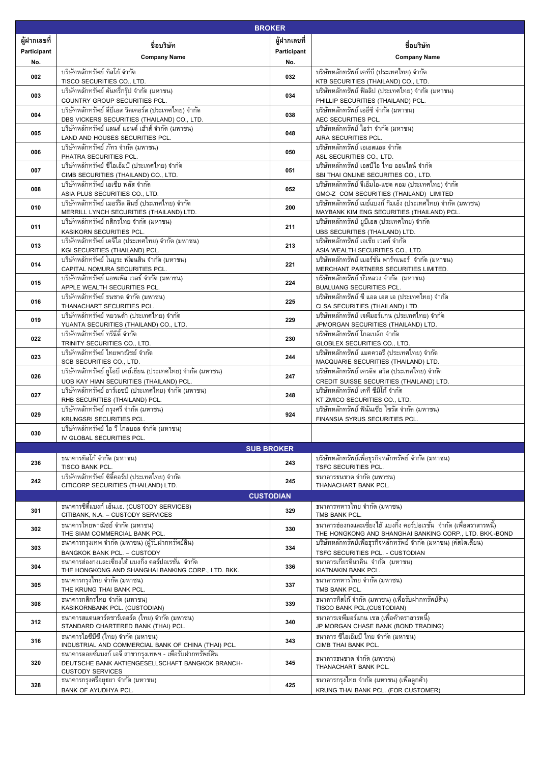| ผู้ฝากเลขที่ Participant No. | ชื่อบริษัท Company Name | ผู้ฝากเลขที่ Participant No. | ชื่อบริษัท Company Name |
|---|---|---|---|
| **BROKER** | | | |
| 002 | บริษัทหลักทรัพย์ ทิสโก้ จำกัด<br>TISCO SECURITIES CO., LTD. | 032 | บริษัทหลักทรัพย์ เคทีบี (ประเทศไทย) จำกัด<br>KTB SECURITIES (THAILAND) CO., LTD. |
| 003 | บริษัทหลักทรัพย์ คันทรี่กรุ๊ป จำกัด (มหาชน)<br>COUNTRY GROUP SECURITIES PCL. | 034 | บริษัทหลักทรัพย์ ฟิลลิป (ประเทศไทย) จำกัด (มหาชน)<br>PHILLIP SECURITIES (THAILAND) PCL. |
| 004 | บริษัทหลักทรัพย์ ดีบีเอส วิคเคอร์ส (ประเทศไทย) จำกัด<br>DBS VICKERS SECURITIES (THAILAND) CO., LTD. | 038 | บริษัทหลักทรัพย์ เออีซี จำกัด (มหาชน)<br>AEC SECURITIES PCL. |
| 005 | บริษัทหลักทรัพย์ แลนด์ แอนด์ เฮ้าส์ จำกัด (มหาชน)<br>LAND AND HOUSES SECURITIES PCL. | 048 | บริษัทหลักทรัพย์ ไอร่า จำกัด (มหาชน)<br>AIRA SECURITIES PCL. |
| 006 | บริษัทหลักทรัพย์ ภัทร จำกัด (มหาชน)<br>PHATRA SECURITIES PCL. | 050 | บริษัทหลักทรัพย์ เอเอสแอล จำกัด<br>ASL SECURITIES CO., LTD. |
| 007 | บริษัทหลักทรัพย์ ซีไอเอ็มบี (ประเทศไทย) จำกัด<br>CIMB SECURITIES (THAILAND) CO., LTD. | 051 | บริษัทหลักทรัพย์ เอสบีไอ ไทย ออนไลน์ จำกัด<br>SBI THAI ONLINE SECURITIES CO., LTD. |
| 008 | บริษัทหลักทรัพย์ เอเซีย พลัส จำกัด<br>ASIA PLUS SECURITIES CO., LTD. | 052 | บริษัทหลักทรัพย์ จีเอ็มโอ-แซด คอม (ประเทศไทย) จำกัด<br>GMO-Z COM SECURITIES (THAILAND) LIMITED |
| 010 | บริษัทหลักทรัพย์ เมอร์ริล ลินช์ (ประเทศไทย) จำกัด<br>MERRILL LYNCH SECURITIES (THAILAND) LTD. | 200 | บริษัทหลักทรัพย์ เมย์แบงก์ กิมเอ็ง (ประเทศไทย) จำกัด (มหาชน)<br>MAYBANK KIM ENG SECURITIES (THAILAND) PCL. |
| 011 | บริษัทหลักทรัพย์ กสิกรไทย จำกัด (มหาชน)<br>KASIKORN SECURITIES PCL. | 211 | บริษัทหลักทรัพย์ ยูบีเอส (ประเทศไทย) จำกัด<br>UBS SECURITIES (THAILAND) LTD. |
| 013 | บริษัทหลักทรัพย์ เคจีไอ (ประเทศไทย) จำกัด (มหาชน)<br>KGI SECURITIES (THAILAND) PCL. | 213 | บริษัทหลักทรัพย์ เอเซีย เวลท์ จำกัด<br>ASIA WEALTH SECURITIES CO., LTD. |
| 014 | บริษัทหลักทรัพย์ โนมูระ พัฒนสิน จำกัด (มหาชน)<br>CAPITAL NOMURA SECURITIES PCL. | 221 | บริษัทหลักทรัพย์ เมอร์ชั่น พาร์ทเนอร์ จำกัด (มหาชน)<br>MERCHANT PARTNERS SECURITIES LIMITED. |
| 015 | บริษัทหลักทรัพย์ แอพเพิล เวลธ์ จำกัด (มหาชน)<br>APPLE WEALTH SECURITIES PCL. | 224 | บริษัทหลักทรัพย์ บัวหลวง จำกัด (มหาชน)<br>BUALUANG SECURITIES PCL. |
| 016 | บริษัทหลักทรัพย์ ธนชาต จำกัด (มหาชน)<br>THANACHART SECURITIES PCL. | 225 | บริษัทหลักทรัพย์ ซี แอล เอส เอ (ประเทศไทย) จำกัด<br>CLSA SECURITIES (THAILAND) LTD. |
| 019 | บริษัทหลักทรัพย์ หยวนต้า (ประเทศไทย) จำกัด<br>YUANTA SECURITIES (THAILAND) CO., LTD. | 229 | บริษัทหลักทรัพย์ เจพีมอร์แกน (ประเทศไทย) จำกัด<br>JPMORGAN SECURITIES (THAILAND) LTD. |
| 022 | บริษัทหลักทรัพย์ ทรีนีตี้ จำกัด<br>TRINITY SECURITIES CO., LTD. | 230 | บริษัทหลักทรัพย์ โกลเบล็ก จำกัด<br>GLOBLEX SECURITIES CO., LTD. |
| 023 | บริษัทหลักทรัพย์ ไทยพาณิชย์ จำกัด<br>SCB SECURITIES CO., LTD. | 244 | บริษัทหลักทรัพย์ แมคควอรี (ประเทศไทย) จำกัด<br>MACQUARIE SECURITIES (THAILAND) LTD. |
| 026 | บริษัทหลักทรัพย์ ยูโอบี เคย์เฮียน (ประเทศไทย) จำกัด (มหาชน)<br>UOB KAY HIAN SECURITIES (THAILAND) PCL. | 247 | บริษัทหลักทรัพย์ เครดิต สวิส (ประเทศไทย) จำกัด<br>CREDIT SUISSE SECURITIES (THAILAND) LTD. |
| 027 | บริษัทหลักทรัพย์ อาร์เอชบี (ประเทศไทย) จำกัด (มหาชน)<br>RHB SECURITIES (THAILAND) PCL. | 248 | บริษัทหลักทรัพย์ เคที ซีมิโก้ จำกัด<br>KT ZMICO SECURITIES CO., LTD. |
| 029 | บริษัทหลักทรัพย์ กรุงศรี จำกัด (มหาชน)<br>KRUNGSRI SECURITIES PCL. | 924 | บริษัทหลักทรัพย์ ฟินันเซีย ไซรัส จำกัด (มหาชน)<br>FINANSIA SYRUS SECURITIES PCL. |
| 030 | บริษัทหลักทรัพย์ ไอ วี โกลบอล จำกัด (มหาชน)<br>IV GLOBAL SECURITIES PCL. | | |
| **SUB BROKER** | | | |
| 236 | ธนาคารทิสโก้ จำกัด (มหาชน)<br>TISCO BANK PCL. | 243 | บริษัทหลักทรัพย์เพื่อธุรกิจหลักทรัพย์ จำกัด (มหาชน)<br>TSFC SECURITIES PCL. |
| 242 | บริษัทหลักทรัพย์ ซิตี้คอร์ป (ประเทศไทย) จำกัด<br>CITICORP SECURITIES (THAILAND) LTD. | 245 | ธนาคารธนชาต จำกัด (มหาชน)<br>THANACHART BANK PCL. |
| **CUSTODIAN** | | | |
| 301 | ธนาคารซิตี้แบงก์ เอ็น.เอ. (CUSTODY SERVICES)<br>CITIBANK, N.A. – CUSTODY SERVICES | 329 | ธนาคารทหารไทย จำกัด (มหาชน)<br>TMB BANK PCL. |
| 302 | ธนาคารไทยพาณิชย์ จำกัด (มหาชน)<br>THE SIAM COMMERCIAL BANK PCL. | 330 | ธนาคารฮ่องกงและเซี่ยงไฮ้ แบงกิ้ง คอร์ปอเรชั่น จำกัด (เพื่อตราสารหนี้)<br>THE HONGKONG AND SHANGHAI BANKING CORP., LTD. BKK.-BOND |
| 303 | ธนาคารกรุงเทพ จำกัด (มหาชน) (ผู้รับฝากทรัพย์สิน)<br>BANGKOK BANK PCL. – CUSTODY | 334 | บริษัทหลักทรัพย์เพื่อธุรกิจหลักทรัพย์ จำกัด (มหาชน) (คัสโตเดียน)<br>TSFC SECURITIES PCL. - CUSTODIAN |
| 304 | ธนาคารฮ่องกงและเซี่ยงไฮ้ แบงกิ้ง คอร์ปอเรชั่น จำกัด<br>THE HONGKONG AND SHANGHAI BANKING CORP., LTD. BKK. | 336 | ธนาคารเกียรตินาคิน จำกัด (มหาชน)<br>KIATNAKIN BANK PCL. |
| 305 | ธนาคารกรุงไทย จำกัด (มหาชน)<br>THE KRUNG THAI BANK PCL. | 337 | ธนาคารทหารไทย จำกัด (มหาชน)<br>TMB BANK PCL. |
| 308 | ธนาคารกสิกรไทย จำกัด (มหาชน)<br>KASIKORNBANK PCL. (CUSTODIAN) | 339 | ธนาคารทิสโก้ จำกัด (มหาชน) (เพื่อรับฝากทรัพย์สิน)<br>TISCO BANK PCL.(CUSTODIAN) |
| 312 | ธนาคารสแตนดาร์ดชาร์เตอร์ด (ไทย) จำกัด (มหาชน)<br>STANDARD CHARTERED BANK (THAI) PCL. | 340 | ธนาคารเจพีมอร์แกน เชส (เพื่อค้าตราสารหนี้)<br>JP MORGAN CHASE BANK (BOND TRADING) |
| 316 | ธนาคารไอซีบีซี (ไทย) จำกัด (มหาชน)<br>INDUSTRIAL AND COMMERCIAL BANK OF CHINA (THAI) PCL. | 343 | ธนาคาร ซีไอเอ็มบี ไทย จำกัด (มหาชน)<br>CIMB THAI BANK PCL. |
| 320 | ธนาคารดอยซ์แบงก์ เอจี สาขากรุงเทพฯ - เพื่อรับฝากทรัพย์สิน<br>DEUTSCHE BANK AKTIENGESELLSCHAFT BANGKOK BRANCH-CUSTODY SERVICES | 345 | ธนาคารธนชาต จำกัด (มหาชน)<br>THANACHART BANK PCL. |
| 328 | ธนาคารกรุงศรีอยุธยา จำกัด (มหาชน)<br>BANK OF AYUDHYA PCL. | 425 | ธนาคารกรุงไทย จำกัด (มหาชน) (เพื่อลูกค้า)<br>KRUNG THAI BANK PCL. (FOR CUSTOMER) |